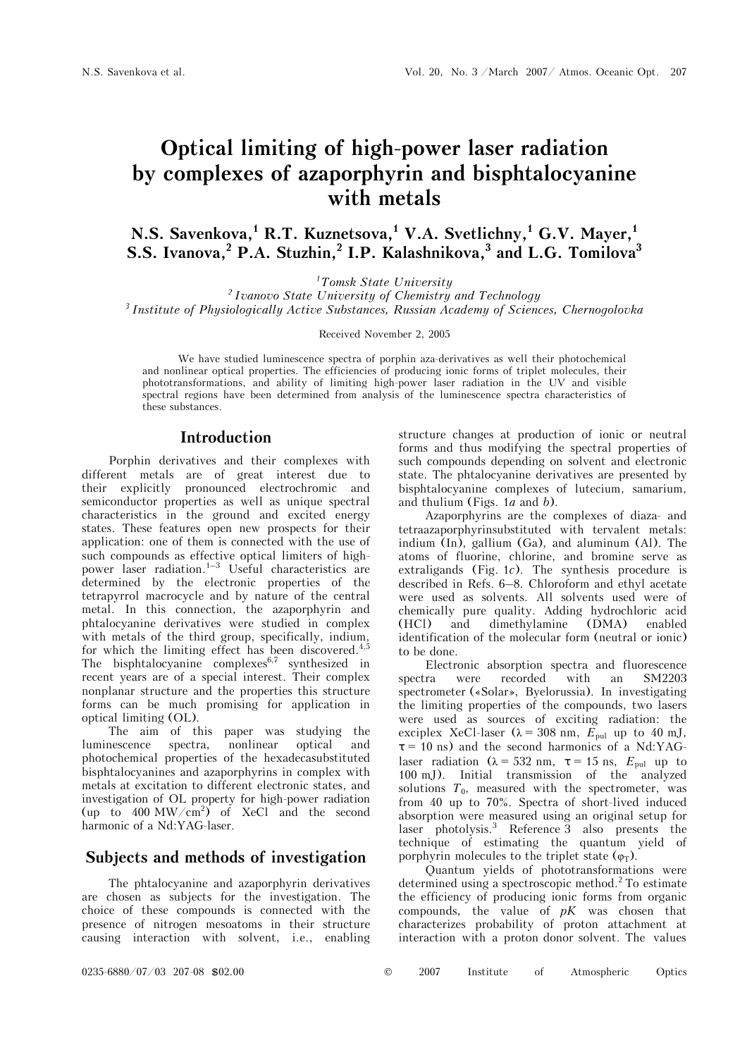# Optical limiting of high-power laser radiation by complexes of azaporphyrin and bisphtalocyanine with metals

**N.S. Savenkova,[1] R.T. Kuznetsova,[1] V.A. Svetlichny,[1] G.V. Mayer,[1] S.S. Ivanova,[2] P.A. Stuzhin,[2] I.P. Kalashnikova,[3] and L.G. Tomilova[3]**

[1] *Tomsk State University*
[2] *Ivanovo State University of Chemistry and Technology*
[3] *Institute of Physiologically Active Substances, Russian Academy of Sciences, Chernogolovka*

Received November 2, 2005

We have studied luminescence spectra of porphin aza-derivatives as well their photochemical and nonlinear optical properties. The efficiencies of producing ionic forms of triplet molecules, their phototransformations, and ability of limiting high-power laser radiation in the UV and visible spectral regions have been determined from analysis of the luminescence spectra characteristics of these substances.

## Introduction

Porphin derivatives and their complexes with different metals are of great interest due to their explicitly pronounced electrochromic and semiconductor properties as well as unique spectral characteristics in the ground and excited energy states. These features open new prospects for their application: one of them is connected with the use of such compounds as effective optical limiters of high-power laser radiation.[1–3] Useful characteristics are determined by the electronic properties of the tetrapyrrol macrocycle and by nature of the central metal. In this connection, the azaporphyrin and phtalocyanine derivatives were studied in complex with metals of the third group, specifically, indium, for which the limiting effect has been discovered.[4,5] The bisphtalocyanine complexes[6,7] synthesized in recent years are of a special interest. Their complex nonplanar structure and the properties this structure forms can be much promising for application in optical limiting (OL).

The aim of this paper was studying the luminescence spectra, nonlinear optical and photochemical properties of the hexadecasubstituted bisphtalocyanines and azaporphyrins in complex with metals at excitation to different electronic states, and investigation of OL property for high-power radiation (up to 400 MW/cm$^2$) of XeCl and the second harmonic of a Nd:YAG-laser.

## Subjects and methods of investigation

The phtalocyanine and azaporphyrin derivatives are chosen as subjects for the investigation. The choice of these compounds is connected with the presence of nitrogen mesoatoms in their structure causing interaction with solvent, i.e., enabling structure changes at production of ionic or neutral forms and thus modifying the spectral properties of such compounds depending on solvent and electronic state. The phtalocyanine derivatives are presented by bisphtalocyanine complexes of lutecium, samarium, and thulium (Figs. 1*a* and *b*).

Azaporphyrins are the complexes of diaza- and tetraazaporphyrinsubstituted with tervalent metals: indium (In), gallium (Ga), and aluminum (Al). The atoms of fluorine, chlorine, and bromine serve as extraligands (Fig. 1*c*). The synthesis procedure is described in Refs. 6–8. Chloroform and ethyl acetate were used as solvents. All solvents used were of chemically pure quality. Adding hydrochloric acid (HCl) and dimethylamine (DMA) enabled identification of the molecular form (neutral or ionic) to be done.

Electronic absorption spectra and fluorescence spectra were recorded with an SM2203 spectrometer («Solar», Byelorussia). In investigating the limiting properties of the compounds, two lasers were used as sources of exciting radiation: the exciplex XeCl-laser ($\lambda = 308$ nm, $E_{pul}$ up to 40 mJ, $\tau = 10$ ns) and the second harmonics of a Nd:YAG-laser radiation ($\lambda = 532$ nm, $\tau = 15$ ns, $E_{pul}$ up to 100 mJ). Initial transmission of the analyzed solutions $T_0$, measured with the spectrometer, was from 40 up to 70%. Spectra of short-lived induced absorption were measured using an original setup for laser photolysis.[3] Reference 3 also presents the technique of estimating the quantum yield of porphyrin molecules to the triplet state ($\varphi_T$).

Quantum yields of phototransformations were determined using a spectroscopic method.[2] To estimate the efficiency of producing ionic forms from organic compounds, the value of $pK$ was chosen that characterizes probability of proton attachment at interaction with a proton donor solvent. The values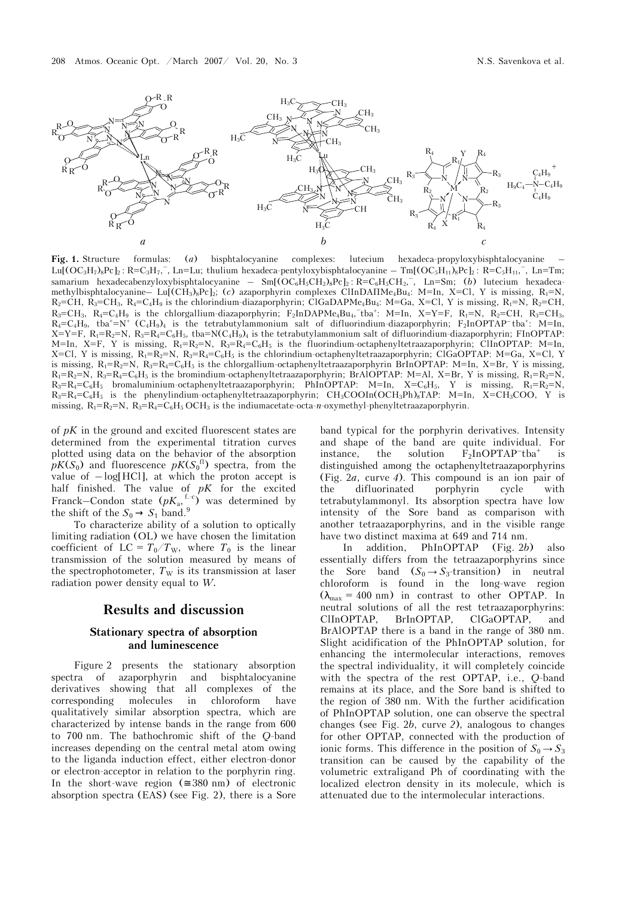**Fig. 1.** Structure formulas: (*a*) bisphtalocyanine complexes: lutecium hexadeca-propyloxybisphtalocyanine – $Lu[(OC_3H_7)_8Pc]_2$ : $R=C_3H_7$,¯, Ln=Lu; thulium hexadeca-pentyloxybisphtalocyanine – $Tm[(OC_5H_{11})_8Pc]_2$ : $R=C_5H_{11}$,¯, Ln=Tm; samarium hexadecabenzyloxybisphtalocyanine – $Sm[(OC_6H_5CH_2)_8Pc]_2$ : $R=C_6H_5CH_2$,¯, Ln=Sm; (*b*) lutecium hexadeca-methylbisphtalocyanine– $Lu[(CH_3)_8Pc]_2$; (*c*) azaporphyrin complexes ClInDAПMe$_4$Bu$_4$: M=In, X=Cl, Y is missing, $R_1$=N, $R_2$=CH, $R_3=CH_3$, $R_4=C_4H_9$ is the chlorindium-diazaporphyrin; ClGaDAPMe$_4$Bu$_4$: M=Ga, X=Cl, Y is missing, $R_1$=N, $R_2$=CH, $R_3=CH_3$, $R_4=C_4H_9$ is the chlorgallium-diazaporphyrin; $F_2$InDAPMe$_4$Bu$_4$¯tba$^+$: M=In, X=Y=F, $R_1$=N, $R_2$=CH, $R_3=CH_3$, $R_4=C_4H_9$, tba$^+$=N$^+$ $(C_4H_9)_4$ is the tetrabutylammonium salt of difluorindium-diazaporphyrin; $F_2$InOPTAP¯tba$^+$: M=In, X=Y=F, $R_1=R_2$=N, $R_3=R_4=C_6H_5$, tba=N$(C_4H_9)_4$ is the tetrabutylammonium salt of difluorindium-diazaporphyrin; FInOPTAP: M=In, X=F, Y is missing, $R_1=R_2$=N, $R_3=R_4=C_6H_5$ is the fluorindium-octaphenyltetraazaporphyrin; ClInOPTAP: M=In, X=Cl, Y is missing, $R_1=R_2$=N, $R_3=R_4=C_6H_5$ is the chlorindium-octaphenyltetraazaporphyrin; ClGaOPTAP: M=Ga, X=Cl, Y is missing, $R_1=R_2$=N, $R_3=R_4=C_6H_5$ is the chlorgallium-octaphenyltetraazaporphyrin BrInOPTAP: M=In, X=Br, Y is missing, $R_1=R_2$=N, $R_3=R_4=C_6H_5$ is the bromindium-octaphenyltetraazaporphyrin; BrAlOPTAP: M=Al, X=Br, Y is missing, $R_1=R_2$=N, $R_3=R_4=C_6H_5$ bromaluminium-octaphenyltetraazaporphyrin; PhInOPTAP: M=In, X=$C_6H_5$, Y is missing, $R_1=R_2$=N, $R_3=R_4=C_6H_5$ is the phenylindium-octaphenyltetraazaporphyrin; $CH_3COOIn(OCH_3Ph)_8TAP$: M=In, X=$CH_3COO$, Y is missing, $R_1=R_2$=N, $R_3=R_4=C_6H_5\,OCH_3$ is the indiumacetate-octa-*n*-oxymethyl-phenyltetraazaporphyrin.

of $pK$ in the ground and excited fluorescent states are determined from the experimental titration curves plotted using data on the behavior of the absorption $pK(S_0)$ and fluorescence $pK(S_0^{fl})$ spectra, from the value of $-\log[\text{HCl}]$, at which the proton accept is half finished. The value of $pK$ for the excited Franck–Condon state ($pK_a^{f.-c}$) was determined by the shift of the $S_0 \rightarrow S_1$ band.[9]

To characterize ability of a solution to optically limiting radiation (OL) we have chosen the limitation coefficient of $LC = T_0/T_W$, where $T_0$ is the linear transmission of the solution measured by means of the spectrophotometer, $T_W$ is its transmission at laser radiation power density equal to $W$.

## Results and discussion

### Stationary spectra of absorption and luminescence

Figure 2 presents the stationary absorption spectra of azaporphyrin and bisphtalocyanine derivatives showing that all complexes of the corresponding molecules in chloroform have qualitatively similar absorption spectra, which are characterized by intense bands in the range from 600 to 700 nm. The bathochromic shift of the *Q*-band increases depending on the central metal atom owing to the liganda induction effect, either electron-donor or electron-acceptor in relation to the porphyrin ring. In the short-wave region (≅380 nm) of electronic absorption spectra (EAS) (see Fig. 2), there is a Sore band typical for the porphyrin derivatives. Intensity and shape of the band are quite individual. For instance, the solution $F_2$InOPTAP¯tba$^+$ is distinguished among the octaphenyltetraazaporphyrins (Fig. 2*a*, curve *4*). This compound is an ion pair of the difluorinated porphyrin cycle with tetrabutylammonyl. Its absorption spectra have low intensity of the Sore band as comparison with another tetraazaporphyrins, and in the visible range have two distinct maxima at 649 and 714 nm.

In addition, PhInOPTAP (Fig. 2*b*) also essentially differs from the tetraazaporphyrins since the Sore band ($S_0 \rightarrow S_3$-transition) in neutral chloroform is found in the long-wave region ($\lambda_{max}$ = 400 nm) in contrast to other OPTAP. In neutral solutions of all the rest tetraazaporphyrins: ClInOPTAP, BrInOPTAP, ClGaOPTAP, and BrAlOPTAP there is a band in the range of 380 nm. Slight acidification of the PhInOPTAP solution, for enhancing the intermolecular interactions, removes the spectral individuality, it will completely coincide with the spectra of the rest OPTAP, i.e., *Q*-band remains at its place, and the Sore band is shifted to the region of 380 nm. With the further acidification of PhInOPTAP solution, one can observe the spectral changes (see Fig. 2*b*, curve *2*), analogous to changes for other OPTAP, connected with the production of ionic forms. This difference in the position of $S_0 \rightarrow S_3$ transition can be caused by the capability of the volumetric extraligand Ph of coordinating with the localized electron density in its molecule, which is attenuated due to the intermolecular interactions.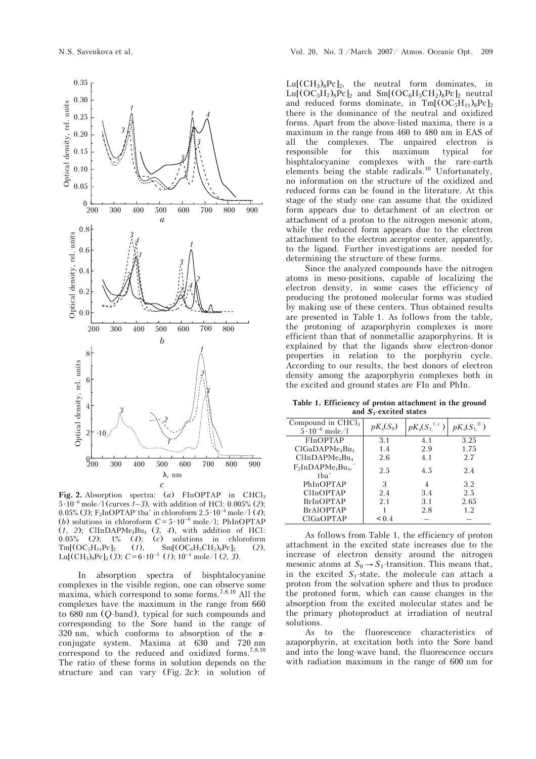Fig. 2. Absorption spectra: (*a*) FInOPTAP in $CHCl_3$ $5\cdot10^{-6}$ mole/l (curves *1–3*), with addition of HCl: 0.005% (*2*); 0.05% (*3*); $F_2InOPTAP^{-}tba^{+}$ in chloroform $2.5\cdot10^{-4}$ mole/l (*4*); (*b*) solutions in chloroform $C = 5\cdot10^{-6}$ mole/l; PhInOPTAP (*1, 2*); $ClInDAPMe_4Bu_4$ (*3, 4*), with addition of HCl: 0.05% (*2*); 1% (*4*); (*c*) solutions in chloroform $Tm[(OC_5H_{11}Pc]_2$ (*1*), $Sm[(OC_6H_5CH_2)_8Pc]_2$ (*2*), $Lu[(CH_3)_8Pc]_2$ (*3*); $C = 6\cdot10^{-5}$ (*1*); $10^{-4}$ mole/l (*2, 3*).

In absorption spectra of bisphtalocyanine complexes in the visible region, one can observe some maxima, which correspond to some forms.[7,8,10] All the complexes have the maximum in the range from 660 to 680 nm (*Q*-band), typical for such compounds and corresponding to the Sore band in the range of 320 nm, which conforms to absorption of the π-conjugate system. Maxima at 630 and 720 nm correspond to the reduced and oxidized forms.[7,8,10] The ratio of these forms in solution depends on the structure and can vary (Fig. 2*c*): in solution of $Lu[(CH_3)_8Pc]_2$, the neutral form dominates, in $Lu[(OC_3H_7)_8Pc]_2$ and $Sm[(OC_6H_5CH_2)_8Pc]_2$ neutral and reduced forms dominate, in $Tm[(OC_5H_{11})_8Pc]_2$ there is the dominance of the neutral and oxidized forms. Apart from the above-listed maxima, there is a maximum in the range from 460 to 480 nm in EAS of all the complexes. The unpaired electron is responsible for this maximum typical for bisphtalocyanine complexes with the rare-earth elements being the stable radicals.[10] Unfortunately, no information on the structure of the oxidized and reduced forms can be found in the literature. At this stage of the study one can assume that the oxidized form appears due to detachment of an electron or attachment of a proton to the nitrogen mesonic atom, while the reduced form appears due to the electron attachment to the electron acceptor center, apparently, to the ligand. Further investigations are needed for determining the structure of these forms.

Since the analyzed compounds have the nitrogen atoms in meso-positions, capable of localizing the electron density, in some cases the efficiency of producing the protoned molecular forms was studied by making use of these centers. Thus obtained results are presented in Table 1. As follows from the table, the protoning of azaporphyrin complexes is more efficient than that of nonmetallic azaporphyrins. It is explained by that the ligands show electron-donor properties in relation to the porphyrin cycle. According to our results, the best donors of electron density among the azaporphyrin complexes both in the excited and ground states are FIn and PhIn.

**Table 1. Efficiency of proton attachment in the ground and $S_1$-excited states**

| Compound in $CHCl_3$ $5\cdot10^{-6}$ mole/l | $pK_a(S_0)$ | $pK_a(S_1^{f.-c})$ | $pK_a(S_1^{fl})$ |
|---|---|---|---|
| FInOPTAP | 3.1 | 4.1 | 3.25 |
| $ClGaDAPMe_4Bu_4$ | 1.4 | 2.9 | 1.75 |
| $ClInDAPMe_4Bu_4$ | 2.6 | 4.1 | 2.7 |
| $F_2InDAPMe_4Bu_4^{-}$, $tba^{+}$ | 2.5 | 4.5 | 2.4 |
| PhInOPTAP | 3 | 4 | 3.2 |
| ClInOPTAP | 2.4 | 3.4 | 2.5 |
| BrInOPTAP | 2.1 | 3.1 | 2.65 |
| BrAlOPTAP | 1 | 2.8 | 1.2 |
| ClGaOPTAP | < 0.4 | – | – |

As follows from Table 1, the efficiency of proton attachment in the excited state increases due to the increase of electron density around the nitrogen mesonic atoms at $S_0 \rightarrow S_1$-transition. This means that, in the excited $S_1$-state, the molecule can attach a proton from the solvation sphere and thus to produce the protoned form, which can cause changes in the absorption from the excited molecular states and be the primary photoproduct at irradiation of neutral solutions.

As to the fluorescence characteristics of azaporphyrin, at excitation both into the Sore band and into the long-wave band, the fluorescence occurs with radiation maximum in the range of 600 nm for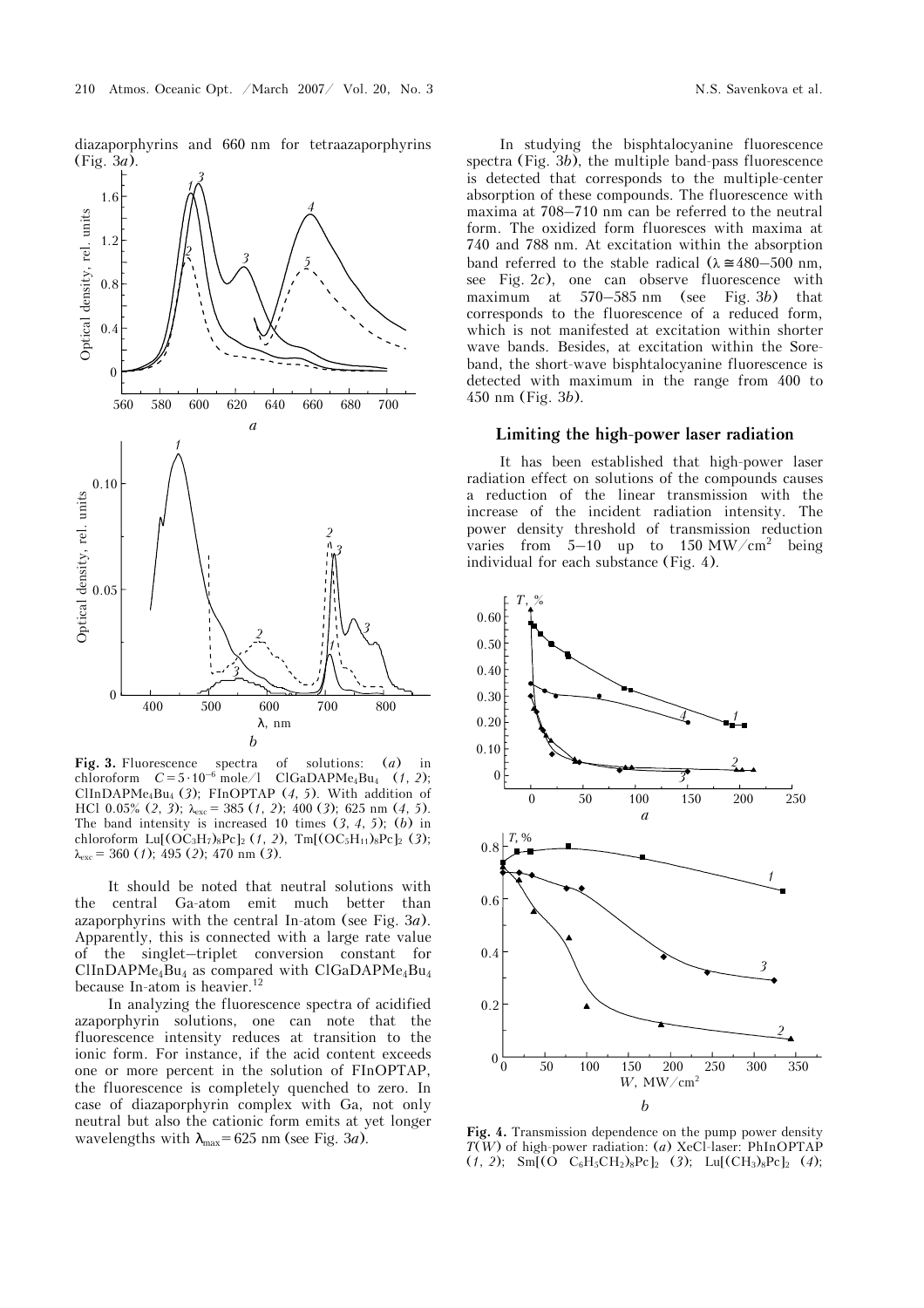diazaporphyrins and 660 nm for tetraazaporphyrins (Fig. 3*a*).

**Fig. 3.** Fluorescence spectra of solutions: (*a*) in chloroform $C = 5 \cdot 10^{-6}$ mole/l $ClGaDAPMe_4Bu_4$ (*1*, *2*); $ClInDAPMe_4Bu_4$ (*3*); FInOPTAP (*4*, *5*). With addition of HCl 0.05% (*2*, *3*); $\lambda_{exc} = 385$ (*1*, *2*); 400 (*3*); 625 nm (*4*, *5*). The band intensity is increased 10 times (*3*, *4*, *5*); (*b*) in chloroform $Lu[(OC_3H_7)_8Pc]_2$ (*1*, *2*), $Tm[(OC_5H_{11})_8Pc]_2$ (*3*); $\lambda_{exc} = 360$ (*1*); 495 (*2*); 470 nm (*3*).

It should be noted that neutral solutions with the central Ga-atom emit much better than azaporphyrins with the central In-atom (see Fig. 3*a*). Apparently, this is connected with a large rate value of the singlet–triplet conversion constant for $ClInDAPMe_4Bu_4$ as compared with $ClGaDAPMe_4Bu_4$ because In-atom is heavier.[12]

In analyzing the fluorescence spectra of acidified azaporphyrin solutions, one can note that the fluorescence intensity reduces at transition to the ionic form. For instance, if the acid content exceeds one or more percent in the solution of FInOPTAP, the fluorescence is completely quenched to zero. In case of diazaporphyrin complex with Ga, not only neutral but also the cationic form emits at yet longer wavelengths with $\lambda_{max} = 625$ nm (see Fig. 3*a*).

In studying the bisphtalocyanine fluorescence spectra (Fig. 3*b*), the multiple band-pass fluorescence is detected that corresponds to the multiple-center absorption of these compounds. The fluorescence with maxima at 708–710 nm can be referred to the neutral form. The oxidized form fluoresces with maxima at 740 and 788 nm. At excitation within the absorption band referred to the stable radical ($\lambda \cong 480$–$500$ nm, see Fig. 2*c*), one can observe fluorescence with maximum at 570–585 nm (see Fig. 3*b*) that corresponds to the fluorescence of a reduced form, which is not manifested at excitation within shorter wave bands. Besides, at excitation within the Sore-band, the short-wave bisphtalocyanine fluorescence is detected with maximum in the range from 400 to 450 nm (Fig. 3*b*).

## Limiting the high-power laser radiation

It has been established that high-power laser radiation effect on solutions of the compounds causes a reduction of the linear transmission with the increase of the incident radiation intensity. The power density threshold of transmission reduction varies from 5–10 up to 150 MW/cm² being individual for each substance (Fig. 4).

**Fig. 4.** Transmission dependence on the pump power density $T(W)$ of high-power radiation: (*a*) XeCl-laser: PhInOPTAP (*1*, *2*); $Sm[(O\ C_6H_5CH_2)_8Pc]_2$ (*3*); $Lu[(CH_3)_8Pc]_2$ (*4*);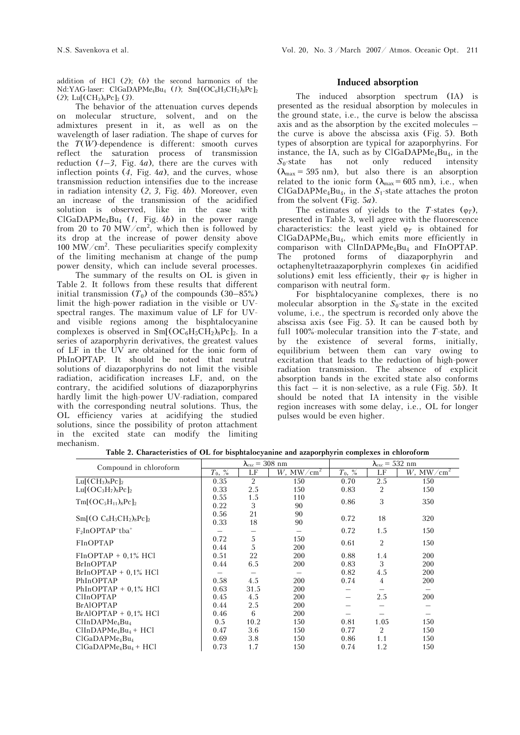addition of HCl (*2*); (*b*) the second harmonics of the Nd:YAG-laser: $ClGaDAPMe_4Bu_4$ (*1*); $Sm[(OC_6H_5CH_2)_8Pc]_2$ (*2*); $Lu[(CH_3)_8Pc]_2$ (*3*).

The behavior of the attenuation curves depends on molecular structure, solvent, and on the admixtures present in it, as well as on the wavelength of laser radiation. The shape of curves for the $T(W)$-dependence is different: smooth curves reflect the saturation process of transmission reduction (*1–3*, Fig. 4*a*), there are the curves with inflection points (*4*, Fig. 4*a*), and the curves, whose transmission reduction intensifies due to the increase in radiation intensity (*2*, *3*, Fig. 4*b*). Moreover, even an increase of the transmission of the acidified solution is observed, like in the case with $ClGaDAPMe_4Bu_4$ (*1*, Fig. 4*b*) in the power range from 20 to 70 MW/cm$^2$, which then is followed by its drop at the increase of power density above 100 MW/cm$^2$. These peculiarities specify complexity of the limiting mechanism at change of the pump power density, which can include several processes.

The summary of the results on OL is given in Table 2. It follows from these results that different initial transmission ($T_0$) of the compounds (30–85%) limit the high-power radiation in the visible or UV-spectral ranges. The maximum value of LF for UV- and visible regions among the bisphtalocyanine complexes is observed in $Sm[(OC_6H_5CH_2)_8Pc]_2$. In a series of azaporphyrin derivatives, the greatest values of LF in the UV are obtained for the ionic form of PhInOPTAP. It should be noted that neutral solutions of diazaporphyrins do not limit the visible radiation, acidification increases LF, and, on the contrary, the acidified solutions of diazaporphyrins hardly limit the high-power UV-radiation, compared with the corresponding neutral solutions. Thus, the OL efficiency varies at acidifying the studied solutions, since the possibility of proton attachment in the excited state can modify the limiting mechanism.

## Induced absorption

The induced absorption spectrum (IA) is presented as the residual absorption by molecules in the ground state, i.e., the curve is below the abscissa axis and as the absorption by the excited molecules – the curve is above the abscissa axis (Fig. 5). Both types of absorption are typical for azaporphyrins. For instance, the IA, such as by $ClGaDAPMe_4Bu_4$, in the $S_0$-state has not only reduced intensity ($\lambda_{max} = 595$ nm), but also there is an absorption related to the ionic form ($\lambda_{max} = 605$ nm), i.e., when $ClGaDAPMe_4Bu_4$, in the $S_1$-state attaches the proton from the solvent (Fig. 5*a*).

The estimates of yields to the *T*-states ($\varphi_T$), presented in Table 3, well agree with the fluorescence characteristics: the least yield $\varphi_T$ is obtained for $ClGaDAPMe_4Bu_4$, which emits more efficiently in comparison with $ClInDAPMe_4Bu_4$ and FInOPTAP. The protoned forms of diazaporphyrin and octaphenyltetraazaporphyrin complexes (in acidified solutions) emit less efficiently, their $\varphi_T$ is higher in comparison with neutral form.

For bisphtalocyanine complexes, there is no molecular absorption in the $S_0$-state in the excited volume, i.e., the spectrum is recorded only above the abscissa axis (see Fig. 5). It can be caused both by full 100%-molecular transition into the *T*-state, and by the existence of several forms, initially, equilibrium between them can vary owing to excitation that leads to the reduction of high-power radiation transmission. The absence of explicit absorption bands in the excited state also conforms this fact – it is non-selective, as a rule (Fig. 5*b*). It should be noted that IA intensity in the visible region increases with some delay, i.e., OL for longer pulses would be even higher.

**Table 2. Characteristics of OL for bisphtalocyanine and azaporphyrin complexes in chloroform**

| Compound in chloroform | $\lambda_{exc} = 308$ nm | | | $\lambda_{exc} = 532$ nm | | |
|---|---|---|---|---|---|---|
| | $T_0$, % | LF | $W$, MW/cm$^2$ | $T_0$, % | LF | $W$, MW/cm$^2$ |
| $Lu[(CH_3)_8Pc]_2$ | 0.35 | 2 | 150 | 0.70 | 2.5 | 150 |
| $Lu[(OC_3H_7)_8Pc]_2$ | 0.33 | 2.5 | 150 | 0.83 | 2 | 150 |
| $Tm[(OC_5H_{11})_8Pc]_2$ | 0.55<br>0.22 | 1.5<br>3 | 110<br>90 | 0.86 | 3 | 350 |
| $Sm[(O\ C_6H_5CH_2)_8Pc]_2$ | 0.56<br>0.33 | 21<br>18 | 90<br>90 | 0.72 | 18 | 320 |
| $F_2InOPTAP^-tba^+$ | – | – | – | 0.72 | 1.5 | 150 |
| FInOPTAP | 0.72<br>0.44 | 5<br>5 | 150<br>200 | 0.61 | 2 | 150 |
| FInOPTAP + 0,1% HCl | 0.51 | 22 | 200 | 0.88 | 1.4 | 200 |
| BrInOPTAP | 0.44 | 6.5 | 200 | 0.83 | 3 | 200 |
| BrInOPTAP + 0,1% HCl | – | – | – | 0.82 | 4.5 | 200 |
| PhInOPTAP | 0.58 | 4.5 | 200 | 0.74 | 4 | 200 |
| PhInOPTAP + 0,1% HCl | 0.63 | 31.5 | 200 | – | – | – |
| ClInOPTAP | 0.45 | 4.5 | 200 | – | 2.5 | 200 |
| BrAlOPTAP | 0.44 | 2.5 | 200 | – | – | – |
| BrAlOPTAP + 0,1% HCl | 0.46 | 6 | 200 | – | – | – |
| $ClInDAPMe_4Bu_4$ | 0.5 | 10.2 | 150 | 0.81 | 1.05 | 150 |
| $ClInDAPMe_4Bu_4$ + HCl | 0.47 | 3.6 | 150 | 0.77 | 2 | 150 |
| $ClGaDAPMe_4Bu_4$ | 0.69 | 3.8 | 150 | 0.86 | 1.1 | 150 |
| $ClGaDAPMe_4Bu_4$ + HCl | 0.73 | 1.7 | 150 | 0.74 | 1.2 | 150 |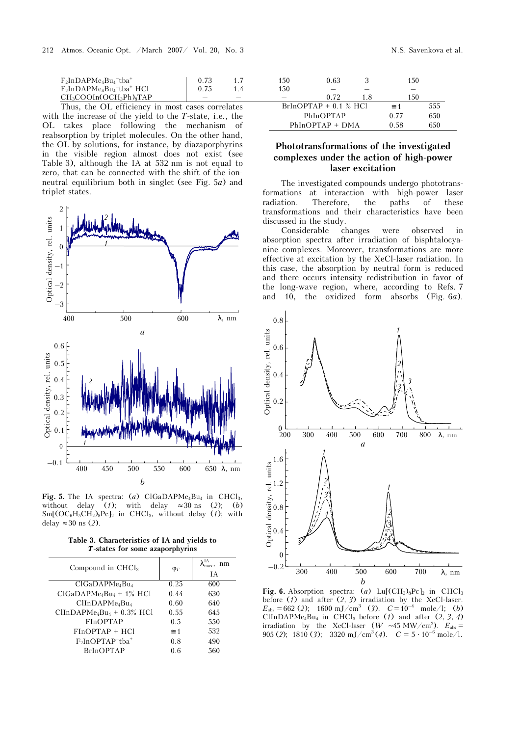| | | | | | | |
|---|---|---|---|---|---|---|
| $F_2InDAPMe_4Bu_4^-tba^+$ | 0.73 | 1.7 | 150 | 0.63 | 3 | 150 |
| $F_2InDAPMe_4Bu_4^-tba^+$ HCl | 0.75 | 1.4 | 150 | – | – | – |
| $CH_3COOIn(OCH_3Ph)_8TAP$ | – | – | – | 0.72 | 1.8 | 150 |

Thus, the OL efficiency in most cases correlates with the increase of the yield to the *T*-state, i.e., the OL takes place following the mechanism of reabsorption by triplet molecules. On the other hand, the OL by solutions, for instance, by diazaporphyrins in the visible region almost does not exist (see Table 3), although the IA at 532 nm is not equal to zero, that can be connected with the shift of the ion-neutral equilibrium both in singlet (see Fig. 5*a*) and triplet states.

**Fig. 5.** The IA spectra: (*a*) $ClGaDAPMe_4Bu_4$ in $CHCl_3$, without delay (*1*); with delay ≈30 ns (*2*); (*b*) $Sm[(OC_6H_5CH_2)_8Pc]_2$ in $CHCl_3$, without delay (*1*); with delay ≈30 ns (*2*).

**Table 3. Characteristics of IA and yields to *T*-states for some azaporphyrins**

| Compound in $CHCl_3$ | $\varphi_T$ | $\lambda_{max}^{IA}$, nm IA |
|---|---|---|
| $ClGaDAPMe_4Bu_4$ | 0.25 | 600 |
| $ClGaDAPMe_4Bu_4$ + 1% HCl | 0.44 | 630 |
| $ClInDAPMe_4Bu_4$ | 0.60 | 640 |
| $ClInDAPMe_4Bu_4$ + 0.3% HCl | 0.55 | 645 |
| FInOPTAP | 0.5 | 550 |
| FInOPTAP + HCl | ≅1 | 532 |
| $F_2InOPTAP^-tba^+$ | 0.8 | 490 |
| BrInOPTAP | 0.6 | 560 |
| BrInOPTAP + 0.1 % HCl | ≅1 | 555 |
| PhInOPTAP | 0.77 | 650 |
| PhInOPTAP + DMA | 0.58 | 650 |

## Phototransformations of the investigated complexes under the action of high-power laser excitation

The investigated compounds undergo phototransformations at interaction with high-power laser radiation. Therefore, the paths of these transformations and their characteristics have been discussed in the study.

Considerable changes were observed in absorption spectra after irradiation of bisphtalocyanine complexes. Moreover, transformations are more effective at excitation by the XeCl-laser radiation. In this case, the absorption by neutral form is reduced and there occurs intensity redistribution in favor of the long-wave region, where, according to Refs. 7 and 10, the oxidized form absorbs (Fig. 6*a*).

**Fig. 6.** Absorption spectra: (*a*) $Lu[(CH_3)_8Pc]_2$ in $CHCl_3$ before (*1*) and after (*2*, *3*) irradiation by the XeCl-laser. $E_{abs}$ = 662 (*2*); 1600 mJ/cm$^3$ (*3*). $C = 10^{-4}$ mole/l; (*b*) $ClInDAPMe_4Bu_4$ in $CHCl_3$ before (*1*) and after (*2*, *3*, *4*) irradiation by the XeCl-laser ($W$ ~45 MW/cm$^2$). $E_{abs}$ = 905 (*2*); 1810 (*3*); 3320 mJ/cm$^3$ (*4*). $C = 5 \cdot 10^{-6}$ mole/l.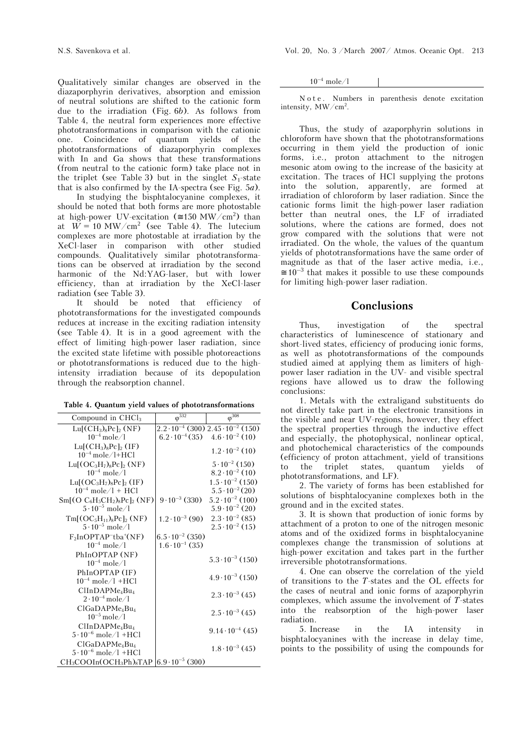Qualitatively similar changes are observed in the diazaporphyrin derivatives, absorption and emission of neutral solutions are shifted to the cationic form due to the irradiation (Fig. 6*b*). As follows from Table 4, the neutral form experiences more effective phototransformations in comparison with the cationic one. Coincidence of quantum yields of the phototransformations of diazaporphyrin complexes with In and Ga shows that these transformations (from neutral to the cationic form) take place not in the triplet (see Table 3) but in the singlet $S_1$-state that is also confirmed by the IA-spectra (see Fig. 5*a*).

In studying the bisphtalocyanine complexes, it should be noted that both forms are more photostable at high-power UV-excitation (≅150 MW/cm$^2$) than at $W$ = 10 MW/cm$^2$ (see Table 4). The lutecium complexes are more photostable at irradiation by the XeCl-laser in comparison with other studied compounds. Qualitatively similar phototransformations can be observed at irradiation by the second harmonic of the Nd:YAG-laser, but with lower efficiency, than at irradiation by the XeCl-laser radiation (see Table 3).

It should be noted that efficiency of phototransformations for the investigated compounds reduces at increase in the exciting radiation intensity (see Table 4). It is in a good agreement with the effect of limiting high-power laser radiation, since the excited state lifetime with possible photoreactions or phototransformations is reduced due to the high-intensity irradiation because of its depopulation through the reabsorption channel.

**Table 4. Quantum yield values of phototransformations**

| Compound in $CHCl_3$ | $\varphi^{532}$ | $\varphi^{308}$ |
|---|---|---|
| $Lu[(CH_3)_8Pc]_2$ (NF) $10^{-4}$ mole/l | $2.2\cdot10^{-4}$ (300)<br>$6.2\cdot10^{-4}$ (35) | $2.45\cdot10^{-2}$ (150)<br>$4.6\cdot10^{-2}$ (10) |
| $Lu[(CH_3)_8Pc]_2$ (IF) $10^{-4}$ mole/l+HCl | | $1.2\cdot10^{-2}$ (10) |
| $Lu[(OC_3H_7)_8Pc]_2$ (NF) $10^{-4}$ mole/l | | $5\cdot10^{-2}$ (150)<br>$8.2\cdot10^{-2}$ (10) |
| $Lu[(OC_3H_7)_8Pc]_2$ (IF) $10^{-4}$ mole/l + HCl | | $1.5\cdot10^{-2}$ (150)<br>$5.5\cdot10^{-2}$ (20) |
| $Sm[(O\ C_6H_5CH_2)_8Pc]_2$ (NF) $5\cdot10^{-5}$ mole/l | $9\cdot10^{-3}$ (330) | $5.2\cdot10^{-2}$ (100)<br>$5.9\cdot10^{-2}$ (20) |
| $Tm[(OC_5H_{11})_8Pc]_2$ (NF) $5\cdot10^{-5}$ mole/l | $1.2\cdot10^{-3}$ (90) | $2.3\cdot10^{-2}$ (85)<br>$2.5\cdot10^{-2}$ (15) |
| $F_2InOPTAP^{-}tba^{+}$(NF) $10^{-4}$ mole/l | $6.5\cdot10^{-2}$ (350)<br>$1.6\cdot10^{-1}$ (35) | |
| PhInOPTAP (NF) $10^{-4}$ mole/l | | $5.3\cdot10^{-3}$ (150) |
| PhInOPTAP (IF) $10^{-4}$ mole/l +HCl | | $4.9\cdot10^{-3}$ (150) |
| $ClInDAPMe_4Bu_4$ $2\cdot10^{-4}$ mole/l | | $2.3\cdot10^{-3}$ (45) |
| $ClGaDAPMe_4Bu_4$ $10^{-5}$ mole/l | | $2.5\cdot10^{-3}$ (45) |
| $ClInDAPMe_4Bu_4$ $5\cdot10^{-6}$ mole/l +HCl | | $9.14\cdot10^{-4}$ (45) |
| $ClGaDAPMe_4Bu_4$ $5\cdot10^{-6}$ mole/l +HCl | | $1.8\cdot10^{-3}$ (45) |
| $CH_3COOIn(OCH_3Ph)_8TAP$ $10^{-4}$ mole/l | $6.9\cdot10^{-5}$ (300) | |

Note. Numbers in parenthesis denote excitation intensity, MW/cm$^2$.

Thus, the study of azaporphyrin solutions in chloroform have shown that the phototransformations occurring in them yield the production of ionic forms, i.e., proton attachment to the nitrogen mesonic atom owing to the increase of the basicity at excitation. The traces of HCl supplying the protons into the solution, apparently, are formed at irradiation of chloroform by laser radiation. Since the cationic forms limit the high-power laser radiation better than neutral ones, the LF of irradiated solutions, where the cations are formed, does not grow compared with the solutions that were not irradiated. On the whole, the values of the quantum yields of phototransformations have the same order of magnitude as that of the laser active media, i.e., ≅$10^{-3}$ that makes it possible to use these compounds for limiting high-power laser radiation.

## Conclusions

Thus, investigation of the spectral characteristics of luminescence of stationary and short-lived states, efficiency of producing ionic forms, as well as phototransformations of the compounds studied aimed at applying them as limiters of high-power laser radiation in the UV- and visible spectral regions have allowed us to draw the following conclusions:

1. Metals with the extraligand substituents do not directly take part in the electronic transitions in the visible and near UV-regions, however, they effect the spectral properties through the inductive effect and especially, the photophysical, nonlinear optical, and photochemical characteristics of the compounds (efficiency of proton attachment, yield of transitions to the triplet states, quantum yields of phototransformations, and LF).

2. The variety of forms has been established for solutions of bisphtalocyanine complexes both in the ground and in the excited states.

3. It is shown that production of ionic forms by attachment of a proton to one of the nitrogen mesonic atoms and of the oxidized forms in bisphtalocyanine complexes change the transmission of solutions at high-power excitation and takes part in the further irreversible phototransformations.

4. One can observe the correlation of the yield of transitions to the *T*-states and the OL effects for the cases of neutral and ionic forms of azaporphyrin complexes, which assume the involvement of *T*-states into the reabsorption of the high-power laser radiation.

5. Increase in the IA intensity in bisphtalocyanines with the increase in delay time, points to the possibility of using the compounds for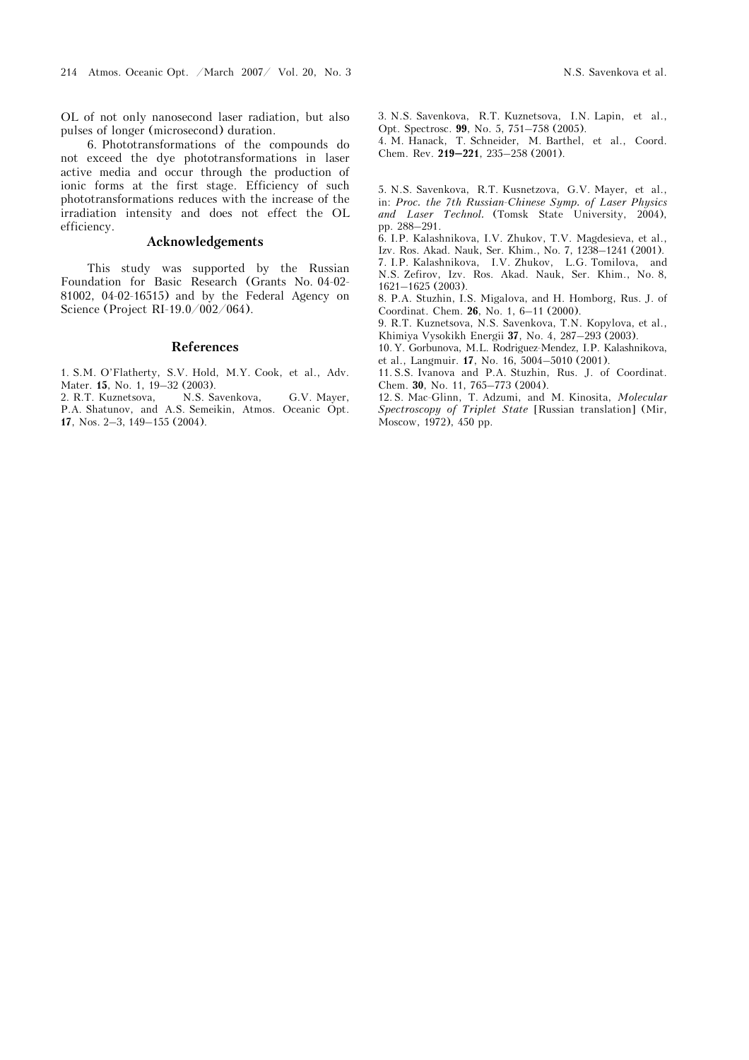OL of not only nanosecond laser radiation, but also pulses of longer (microsecond) duration.

6. Phototransformations of the compounds do not exceed the dye phototransformations in laser active media and occur through the production of ionic forms at the first stage. Efficiency of such phototransformations reduces with the increase of the irradiation intensity and does not effect the OL efficiency.

## Acknowledgements

This study was supported by the Russian Foundation for Basic Research (Grants No. 04-02-81002, 04-02-16515) and by the Federal Agency on Science (Project RI-19.0/002/064).

## References

1. S.M. O'Flatherty, S.V. Hold, M.Y. Cook, et al., Adv. Mater. **15**, No. 1, 19–32 (2003).
2. R.T. Kuznetsova, N.S. Savenkova, G.V. Mayer, P.A. Shatunov, and A.S. Semeikin, Atmos. Oceanic Opt. **17**, Nos. 2–3, 149–155 (2004).
3. N.S. Savenkova, R.T. Kuznetsova, I.N. Lapin, et al., Opt. Spectrosc. **99**, No. 5, 751–758 (2005).
4. M. Hanack, T. Schneider, M. Barthel, et al., Coord. Chem. Rev. **219–221**, 235–258 (2001).
5. N.S. Savenkova, R.T. Kusnetzova, G.V. Mayer, et al., in: *Proc. the 7th Russian-Chinese Symp. of Laser Physics and Laser Technol.* (Tomsk State University, 2004), pp. 288–291.
6. I.P. Kalashnikova, I.V. Zhukov, T.V. Magdesieva, et al., Izv. Ros. Akad. Nauk, Ser. Khim., No. 7, 1238–1241 (2001).
7. I.P. Kalashnikova, I.V. Zhukov, L.G. Tomilova, and N.S. Zefirov, Izv. Ros. Akad. Nauk, Ser. Khim., No. 8, 1621–1625 (2003).
8. P.A. Stuzhin, I.S. Migalova, and H. Homborg, Rus. J. of Coordinat. Chem. **26**, No. 1, 6–11 (2000).
9. R.T. Kuznetsova, N.S. Savenkova, T.N. Kopylova, et al., Khimiya Vysokikh Energii **37**, No. 4, 287–293 (2003).
10. Y. Gorbunova, M.L. Rodriguez-Mendez, I.P. Kalashnikova, et al., Langmuir. **17**, No. 16, 5004–5010 (2001).
11. S.S. Ivanova and P.A. Stuzhin, Rus. J. of Coordinat. Chem. **30**, No. 11, 765–773 (2004).
12. S. Mac-Glinn, T. Adzumi, and M. Kinosita, *Molecular Spectroscopy of Triplet State* [Russian translation] (Mir, Moscow, 1972), 450 pp.